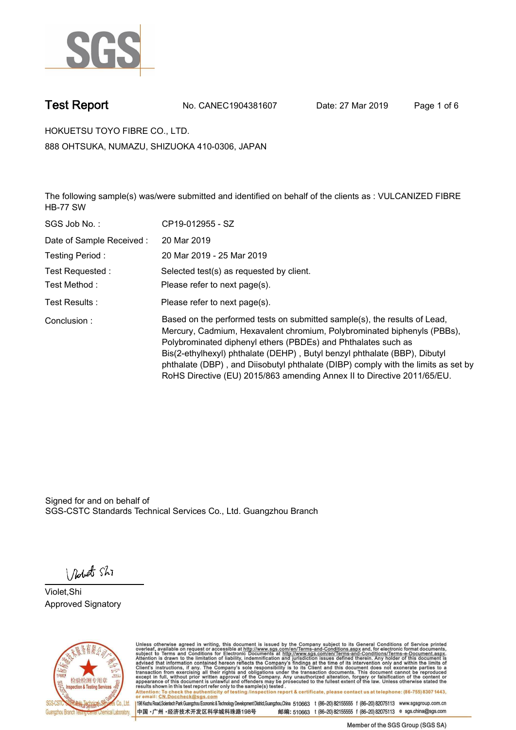# Test Report

No. CANEC1904381607 Date: 27 Mar 2019

HOKUETSU TOYO FIBRE CO., LTD.

888 OHTSUKA, NUMAZU, SHIZUOKA 410-0306, JAPAN

The following sample(s) was/were submitted and identified on behalf of the clients as : VULCANIZED FIBRE HB-77 SW

| | |
|---|---|
| SGS Job No. : | CP19-012955 - SZ |
| Date of Sample Received : | 20 Mar 2019 |
| Testing Period : | 20 Mar 2019 - 25 Mar 2019 |
| Test Requested : | Selected test(s) as requested by client. |
| Test Method : | Please refer to next page(s). |
| Test Results : | Please refer to next page(s). |
| Conclusion : | Based on the performed tests on submitted sample(s), the results of Lead, Mercury, Cadmium, Hexavalent chromium, Polybrominated biphenyls (PBBs), Polybrominated diphenyl ethers (PBDEs) and Phthalates such as Bis(2-ethylhexyl) phthalate (DEHP) , Butyl benzyl phthalate (BBP), Dibutyl phthalate (DBP) , and Diisobutyl phthalate (DIBP) comply with the limits as set by RoHS Directive (EU) 2015/863 amending Annex II to Directive 2011/65/EU. |

Signed for and on behalf of
SGS-CSTC Standards Technical Services Co., Ltd. Guangzhou Branch

Violet,Shi
Approved Signatory

Unless otherwise agreed in writing, this document is issued by the Company subject to its General Conditions of Service printed overleaf, available on request or accessible at http://www.sgs.com/en/Terms-and-Conditions.aspx and, for electronic format documents, subject to Terms and Conditions for Electronic Documents at http://www.sgs.com/en/Terms-and-Conditions/Terms-e-Document.aspx. Attention is drawn to the limitation of liability, indemnification and jurisdiction issues defined therein. Any holder of this document is advised that information contained hereon reflects the Company's findings at the time of its intervention only and within the limits of Client's instructions, if any. The Company's sole responsibility is to its Client and this document does not exonerate parties to a transaction from exercising all their rights and obligations under the transaction documents. This document cannot be reproduced except in full, without prior written approval of the Company. Any unauthorized alteration, forgery or falsification of the content or appearance of this document is unlawful and offenders may be prosecuted to the fullest extent of the law. Unless otherwise stated the results shown in this test report refer only to the sample(s) tested.

Attention: To check the authenticity of testing /inspection report & certificate, please contact us at telephone: (86-755) 8307 1443, or email: CN.Doccheck@sgs.com

198 Kezhu Road,Scientech Park Guangzhou Economic & Technology Development District,Guangzhou,China 510663 t (86-20) 82155555 f (86-20) 82075113 www.sgsgroup.com.cn

中国 ·广州 ·经济技术开发区科学城科珠路198号 邮编: 510663 t (86-20) 82155555 f (86-20) 82075113 e sgs.china@sgs.com

Member of the SGS Group (SGS SA)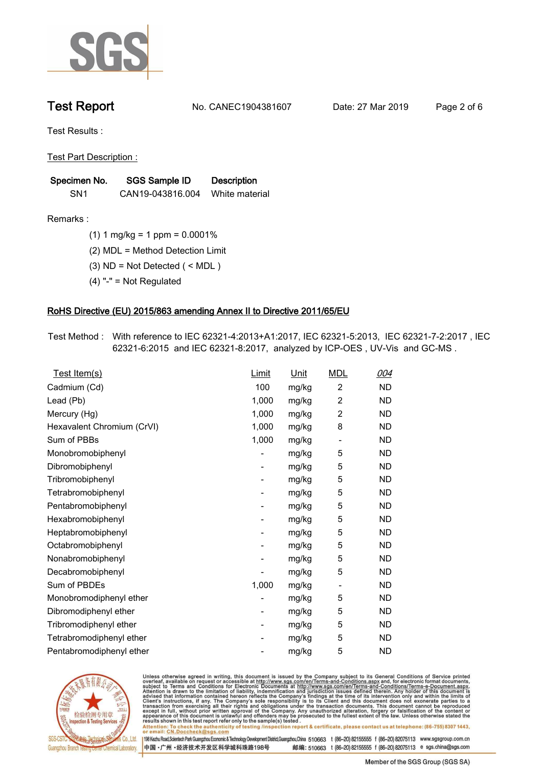# Test Report

No. CANEC1904381607 Date: 27 Mar 2019

Test Results :

Test Part Description :

| Specimen No. | SGS Sample ID | Description |
|---|---|---|
| SN1 | CAN19-043816.004 | White material |

Remarks :

(1) 1 mg/kg = 1 ppm = 0.0001%

(2) MDL = Method Detection Limit

(3) ND = Not Detected ( < MDL )

(4) "-" = Not Regulated

## RoHS Directive (EU) 2015/863 amending Annex II to Directive 2011/65/EU

Test Method : With reference to IEC 62321-4:2013+A1:2017, IEC 62321-5:2013, IEC 62321-7-2:2017 , IEC 62321-6:2015 and IEC 62321-8:2017, analyzed by ICP-OES , UV-Vis and GC-MS .

| Test Item(s) | Limit | Unit | MDL | 004 |
|---|---|---|---|---|
| Cadmium (Cd) | 100 | mg/kg | 2 | ND |
| Lead (Pb) | 1,000 | mg/kg | 2 | ND |
| Mercury (Hg) | 1,000 | mg/kg | 2 | ND |
| Hexavalent Chromium (CrVI) | 1,000 | mg/kg | 8 | ND |
| Sum of PBBs | 1,000 | mg/kg | - | ND |
| Monobromobiphenyl | - | mg/kg | 5 | ND |
| Dibromobiphenyl | - | mg/kg | 5 | ND |
| Tribromobiphenyl | - | mg/kg | 5 | ND |
| Tetrabromobiphenyl | - | mg/kg | 5 | ND |
| Pentabromobiphenyl | - | mg/kg | 5 | ND |
| Hexabromobiphenyl | - | mg/kg | 5 | ND |
| Heptabromobiphenyl | - | mg/kg | 5 | ND |
| Octabromobiphenyl | - | mg/kg | 5 | ND |
| Nonabromobiphenyl | - | mg/kg | 5 | ND |
| Decabromobiphenyl | - | mg/kg | 5 | ND |
| Sum of PBDEs | 1,000 | mg/kg | - | ND |
| Monobromodiphenyl ether | - | mg/kg | 5 | ND |
| Dibromodiphenyl ether | - | mg/kg | 5 | ND |
| Tribromodiphenyl ether | - | mg/kg | 5 | ND |
| Tetrabromodiphenyl ether | - | mg/kg | 5 | ND |
| Pentabromodiphenyl ether | - | mg/kg | 5 | ND |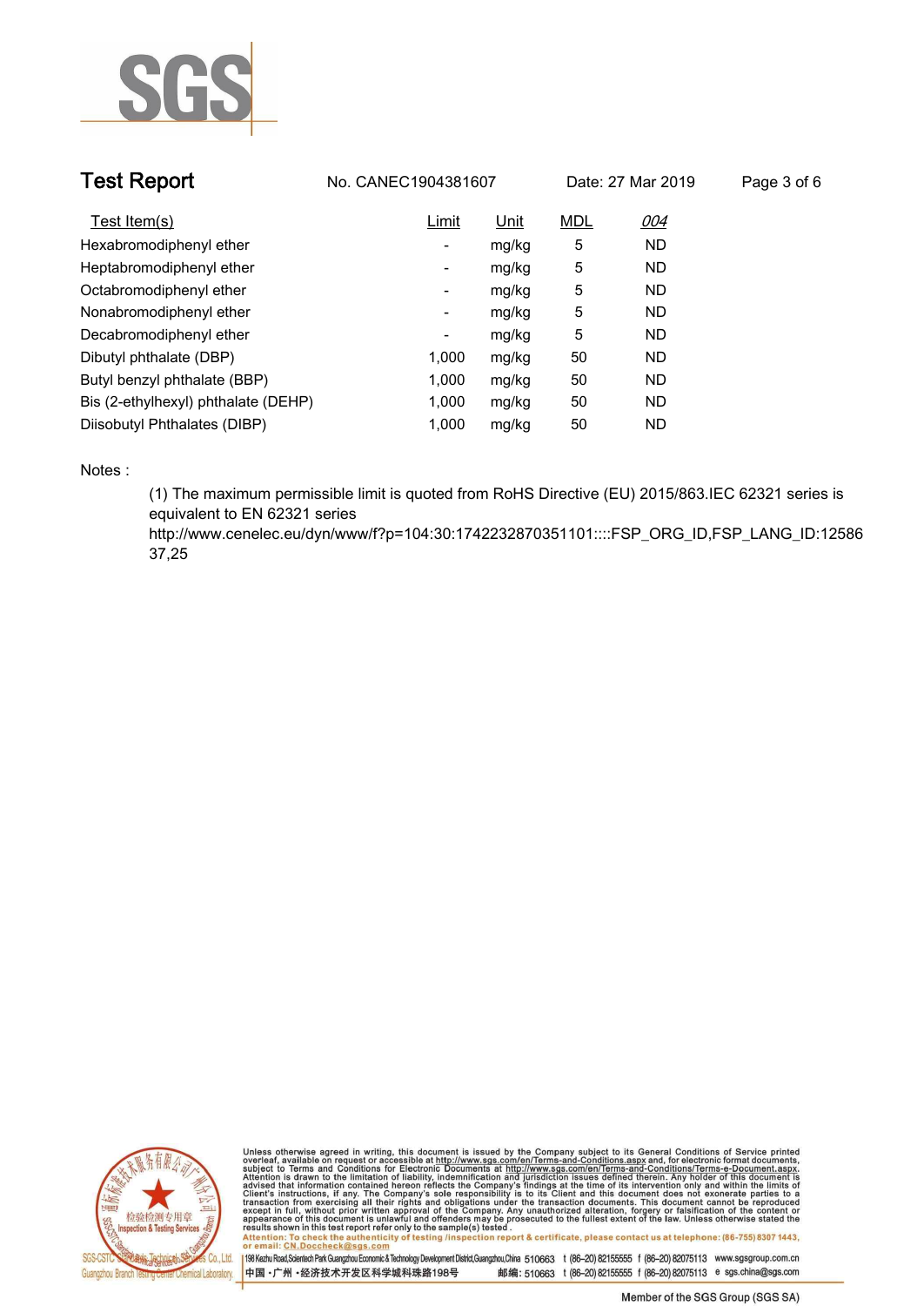| Test Item(s) | Limit | Unit | MDL | 004 |
|---|---|---|---|---|
| Hexabromodiphenyl ether | - | mg/kg | 5 | ND |
| Heptabromodiphenyl ether | - | mg/kg | 5 | ND |
| Octabromodiphenyl ether | - | mg/kg | 5 | ND |
| Nonabromodiphenyl ether | - | mg/kg | 5 | ND |
| Decabromodiphenyl ether | - | mg/kg | 5 | ND |
| Dibutyl phthalate (DBP) | 1,000 | mg/kg | 50 | ND |
| Butyl benzyl phthalate (BBP) | 1,000 | mg/kg | 50 | ND |
| Bis (2-ethylhexyl) phthalate (DEHP) | 1,000 | mg/kg | 50 | ND |
| Diisobutyl Phthalates (DIBP) | 1,000 | mg/kg | 50 | ND |

Notes :

(1) The maximum permissible limit is quoted from RoHS Directive (EU) 2015/863.IEC 62321 series is equivalent to EN 62321 series http://www.cenelec.eu/dyn/www/f?p=104:30:1742232870351101::::FSP_ORG_ID,FSP_LANG_ID:1258637,25

Unless otherwise agreed in writing, this document is issued by the Company subject to its General Conditions of Service printed overleaf, available on request or accessible at http://www.sgs.com/en/Terms-and-Conditions.aspx and, for electronic format documents, subject to Terms and Conditions for Electronic Documents at http://www.sgs.com/en/Terms-and-Conditions/Terms-e-Document.aspx. Attention is drawn to the limitation of liability, indemnification and jurisdiction issues defined therein. Any holder of this document is advised that information contained hereon reflects the Company's findings at the time of its intervention only and within the limits of Client's instructions, if any. The Company's sole responsibility is to its Client and this document does not exonerate parties to a transaction from exercising all their rights and obligations under the transaction documents. This document cannot be reproduced except in full, without prior written approval of the Company. Any unauthorized alteration, forgery or falsification of the content or appearance of this document is unlawful and offenders may be prosecuted to the fullest extent of the law. Unless otherwise stated the results shown in this test report refer only to the sample(s) tested .

Attention: To check the authenticity of testing /inspection report & certificate, please contact us at telephone: (86-755) 8307 1443, or email: CN.Doccheck@sgs.com

SGS-CSTC Standards Technical Services Co., Ltd. Guangzhou Branch Testing Center Chemical Laboratory.

198 Kezhu Road,Scientech Park Guangzhou Economic & Technology Development District,Guangzhou,China 510663 t (86-20) 82155555 f (86-20) 82075113 www.sgsgroup.com.cn

中国・广州・经济技术开发区科学城科珠路198号 邮编: 510663 t (86-20) 82155555 f (86-20) 82075113 e sgs.china@sgs.com

Member of the SGS Group (SGS SA)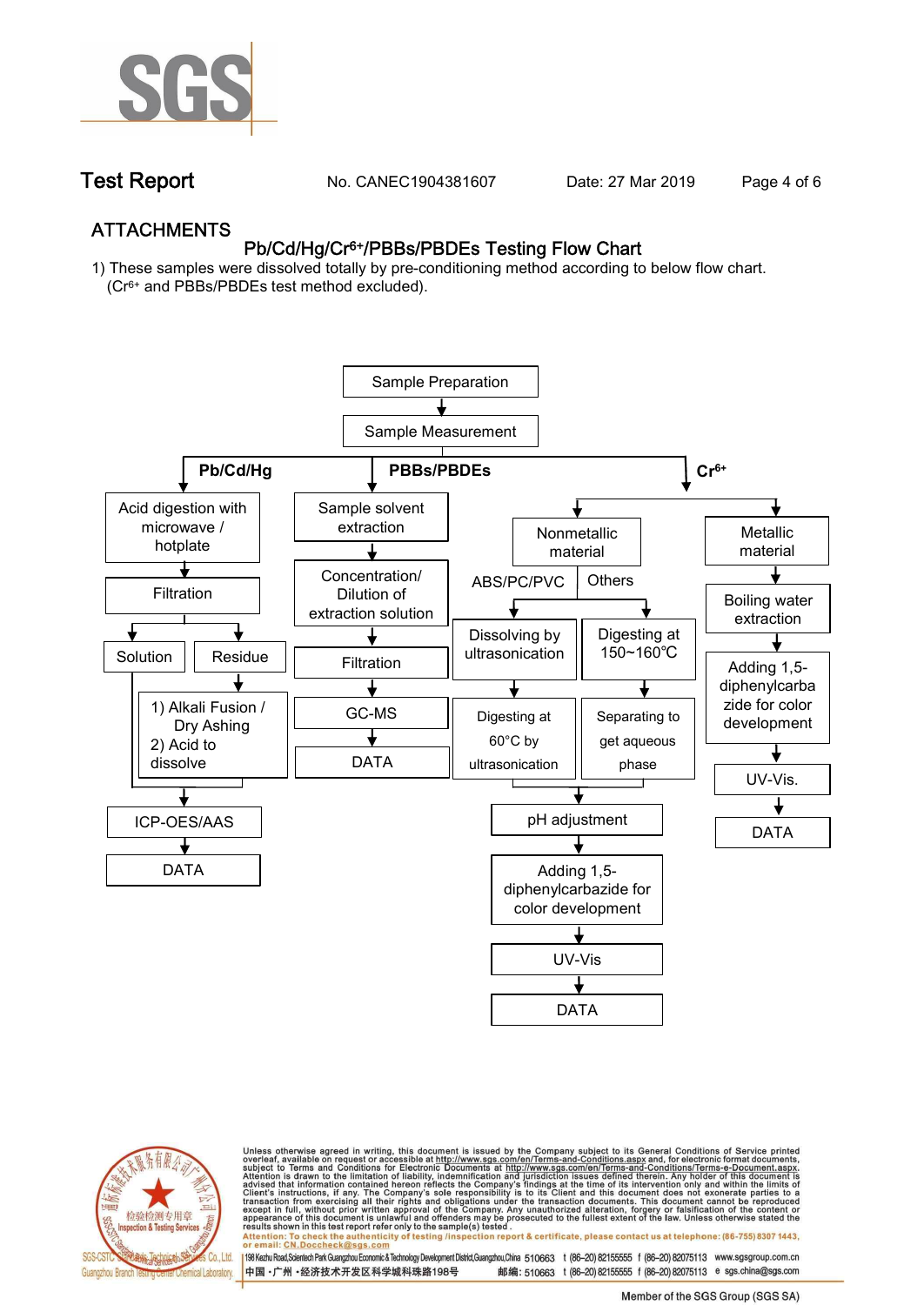## ATTACHMENTS

### Pb/Cd/Hg/$Cr^{6+}$/PBBs/PBDEs Testing Flow Chart

1) These samples were dissolved totally by pre-conditioning method according to below flow chart. ($Cr^{6+}$ and PBBs/PBDEs test method excluded).

Sample Preparation → Sample Measurement

**Pb/Cd/Hg**

- Acid digestion with microwave / hotplate
- Filtration
- Solution / Residue
  - Residue → 1) Alkali Fusion / Dry Ashing 2) Acid to dissolve
- ICP-OES/AAS
- DATA

**PBBs/PBDEs**

- Sample solvent extraction
- Concentration/ Dilution of extraction solution
- Filtration
- GC-MS
- DATA

**$Cr^{6+}$**

- Nonmetallic material
  - ABS/PC/PVC: Dissolving by ultrasonication → Digesting at 60°C by ultrasonication
  - Others: Digesting at 150~160℃ → Separating to get aqueous phase
  - pH adjustment
  - Adding 1,5-diphenylcarbazide for color development
  - UV-Vis
  - DATA
- Metallic material
  - Boiling water extraction
  - Adding 1,5-diphenylcarbazide for color development
  - UV-Vis.
  - DATA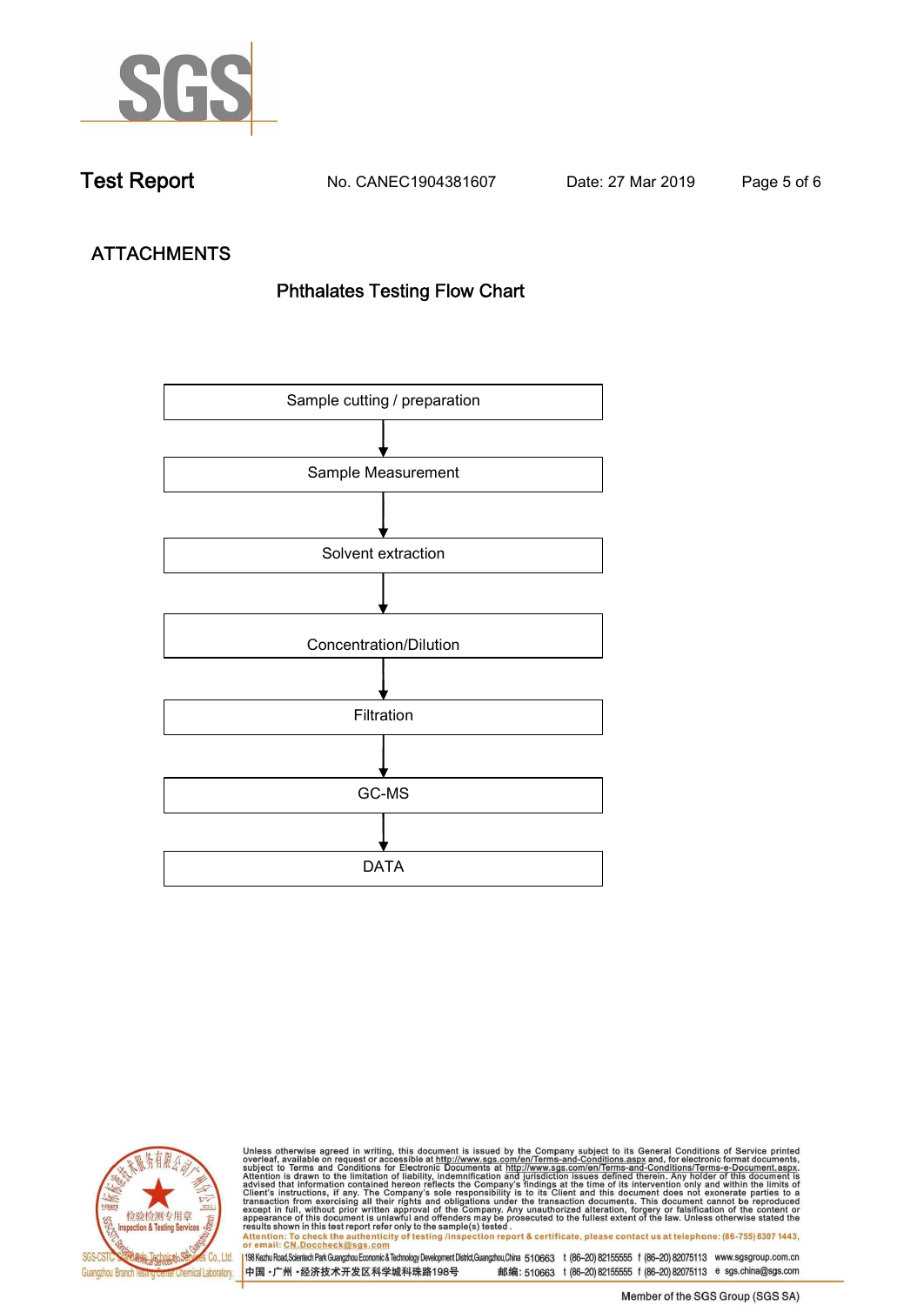## ATTACHMENTS

### Phthalates Testing Flow Chart

Sample cutting / preparation

↓

Sample Measurement

↓

Solvent extraction

↓

Concentration/Dilution

↓

Filtration

↓

GC-MS

↓

DATA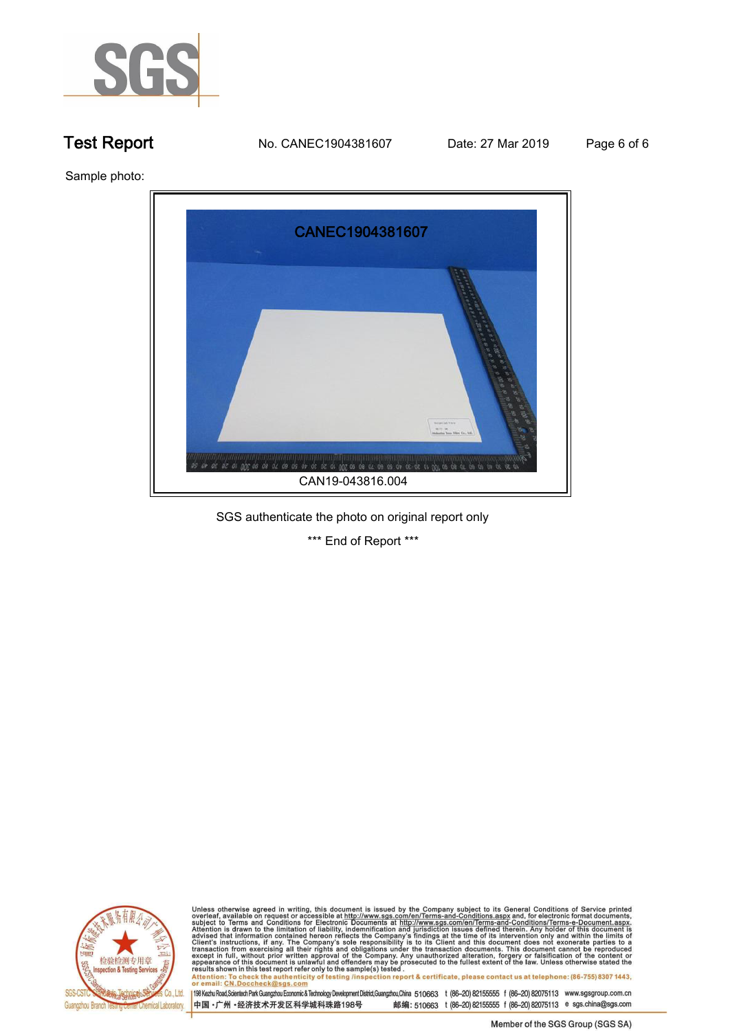# Test Report

No. CANEC1904381607 Date: 27 Mar 2019

Sample photo:

CANEC1904381607

CAN19-043816.004

SGS authenticate the photo on original report only

\*\*\* End of Report \*\*\*

Unless otherwise agreed in writing, this document is issued by the Company subject to its General Conditions of Service printed overleaf, available on request or accessible at http://www.sgs.com/en/Terms-and-Conditions.aspx and, for electronic format documents, subject to Terms and Conditions for Electronic Documents at http://www.sgs.com/en/Terms-and-Conditions/Terms-e-Document.aspx. Attention is drawn to the limitation of liability, indemnification and jurisdiction issues defined therein. Any holder of this document is advised that information contained hereon reflects the Company's findings at the time of its intervention only and within the limits of Client's instructions, if any. The Company's sole responsibility is to its Client and this document does not exonerate parties to a transaction from exercising all their rights and obligations under the transaction documents. This document cannot be reproduced except in full, without prior written approval of the Company. Any unauthorized alteration, forgery or falsification of the content or appearance of this document is unlawful and offenders may be prosecuted to the fullest extent of the law. Unless otherwise stated the results shown in this test report refer only to the sample(s) tested .

Attention: To check the authenticity of testing /inspection report & certificate, please contact us at telephone: (86-755) 8307 1443, or email: CN.Doccheck@sgs.com

198 Kezhu Road,Scientech Park Guangzhou Economic & Technology Development District,Guangzhou,China 510663 t (86–20) 82155555 f (86–20) 82075113 www.sgsgroup.com.cn

中国・广州・经济技术开发区科学城科珠路198号 邮编: 510663 t (86–20) 82155555 f (86–20) 82075113 e sgs.china@sgs.com

Member of the SGS Group (SGS SA)